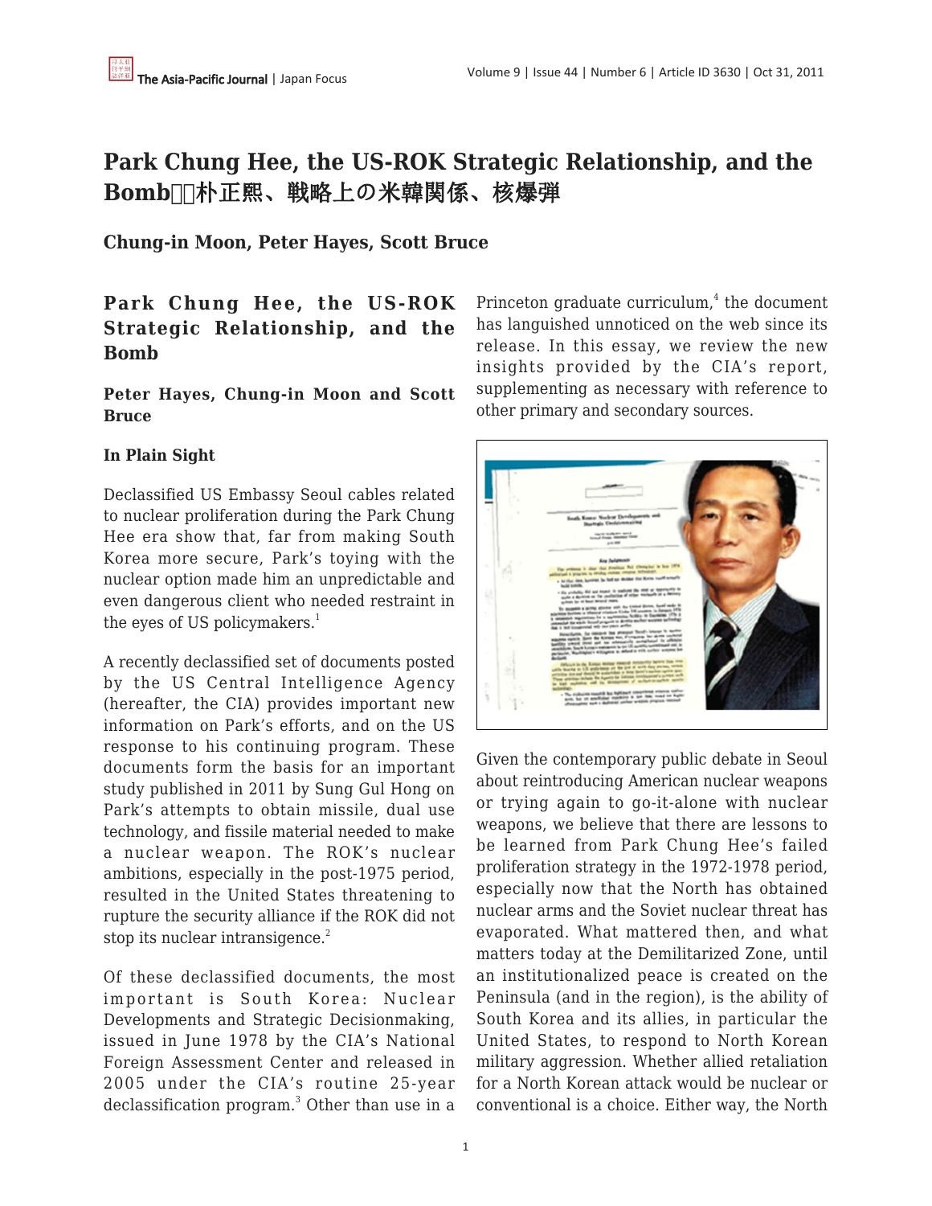# Park Chung Hee, the US-ROK Strategic Relationship, and the Bomb□□朴正熙、戦略上の米韓関係、核爆弾

**Chung-in Moon, Peter Hayes, Scott Bruce**

## Park Chung Hee, the US-ROK Strategic Relationship, and the Bomb

**Peter Hayes, Chung-in Moon and Scott Bruce**

### In Plain Sight

Declassified US Embassy Seoul cables related to nuclear proliferation during the Park Chung Hee era show that, far from making South Korea more secure, Park's toying with the nuclear option made him an unpredictable and even dangerous client who needed restraint in the eyes of US policymakers.[1]

A recently declassified set of documents posted by the US Central Intelligence Agency (hereafter, the CIA) provides important new information on Park's efforts, and on the US response to his continuing program. These documents form the basis for an important study published in 2011 by Sung Gul Hong on Park's attempts to obtain missile, dual use technology, and fissile material needed to make a nuclear weapon. The ROK's nuclear ambitions, especially in the post-1975 period, resulted in the United States threatening to rupture the security alliance if the ROK did not stop its nuclear intransigence.[2]

Of these declassified documents, the most important is South Korea: Nuclear Developments and Strategic Decisionmaking, issued in June 1978 by the CIA's National Foreign Assessment Center and released in 2005 under the CIA's routine 25-year declassification program.[3] Other than use in a Princeton graduate curriculum,[4] the document has languished unnoticed on the web since its release. In this essay, we review the new insights provided by the CIA's report, supplementing as necessary with reference to other primary and secondary sources.

Given the contemporary public debate in Seoul about reintroducing American nuclear weapons or trying again to go-it-alone with nuclear weapons, we believe that there are lessons to be learned from Park Chung Hee's failed proliferation strategy in the 1972-1978 period, especially now that the North has obtained nuclear arms and the Soviet nuclear threat has evaporated. What mattered then, and what matters today at the Demilitarized Zone, until an institutionalized peace is created on the Peninsula (and in the region), is the ability of South Korea and its allies, in particular the United States, to respond to North Korean military aggression. Whether allied retaliation for a North Korean attack would be nuclear or conventional is a choice. Either way, the North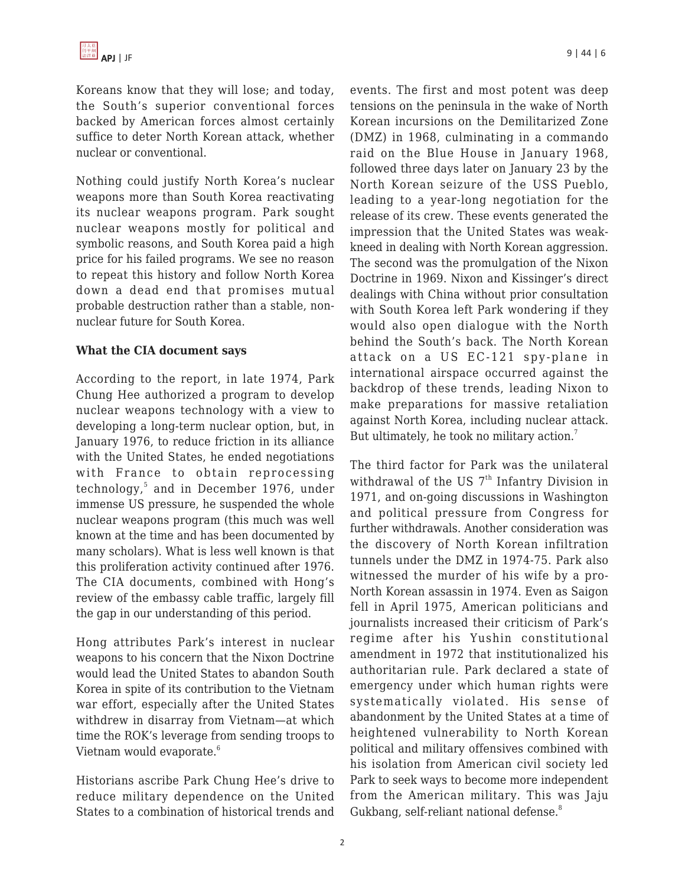Koreans know that they will lose; and today, the South's superior conventional forces backed by American forces almost certainly suffice to deter North Korean attack, whether nuclear or conventional.

Nothing could justify North Korea's nuclear weapons more than South Korea reactivating its nuclear weapons program. Park sought nuclear weapons mostly for political and symbolic reasons, and South Korea paid a high price for his failed programs. We see no reason to repeat this history and follow North Korea down a dead end that promises mutual probable destruction rather than a stable, non-nuclear future for South Korea.

**What the CIA document says**

According to the report, in late 1974, Park Chung Hee authorized a program to develop nuclear weapons technology with a view to developing a long-term nuclear option, but, in January 1976, to reduce friction in its alliance with the United States, he ended negotiations with France to obtain reprocessing technology,[5] and in December 1976, under immense US pressure, he suspended the whole nuclear weapons program (this much was well known at the time and has been documented by many scholars). What is less well known is that this proliferation activity continued after 1976. The CIA documents, combined with Hong's review of the embassy cable traffic, largely fill the gap in our understanding of this period.

Hong attributes Park's interest in nuclear weapons to his concern that the Nixon Doctrine would lead the United States to abandon South Korea in spite of its contribution to the Vietnam war effort, especially after the United States withdrew in disarray from Vietnam—at which time the ROK's leverage from sending troops to Vietnam would evaporate.[6]

Historians ascribe Park Chung Hee's drive to reduce military dependence on the United States to a combination of historical trends and events. The first and most potent was deep tensions on the peninsula in the wake of North Korean incursions on the Demilitarized Zone (DMZ) in 1968, culminating in a commando raid on the Blue House in January 1968, followed three days later on January 23 by the North Korean seizure of the USS Pueblo, leading to a year-long negotiation for the release of its crew. These events generated the impression that the United States was weak-kneed in dealing with North Korean aggression. The second was the promulgation of the Nixon Doctrine in 1969. Nixon and Kissinger's direct dealings with China without prior consultation with South Korea left Park wondering if they would also open dialogue with the North behind the South's back. The North Korean attack on a US EC-121 spy-plane in international airspace occurred against the backdrop of these trends, leading Nixon to make preparations for massive retaliation against North Korea, including nuclear attack. But ultimately, he took no military action.[7]

The third factor for Park was the unilateral withdrawal of the US 7th Infantry Division in 1971, and on-going discussions in Washington and political pressure from Congress for further withdrawals. Another consideration was the discovery of North Korean infiltration tunnels under the DMZ in 1974-75. Park also witnessed the murder of his wife by a pro-North Korean assassin in 1974. Even as Saigon fell in April 1975, American politicians and journalists increased their criticism of Park's regime after his Yushin constitutional amendment in 1972 that institutionalized his authoritarian rule. Park declared a state of emergency under which human rights were systematically violated. His sense of abandonment by the United States at a time of heightened vulnerability to North Korean political and military offensives combined with his isolation from American civil society led Park to seek ways to become more independent from the American military. This was Jaju Gukbang, self-reliant national defense.[8]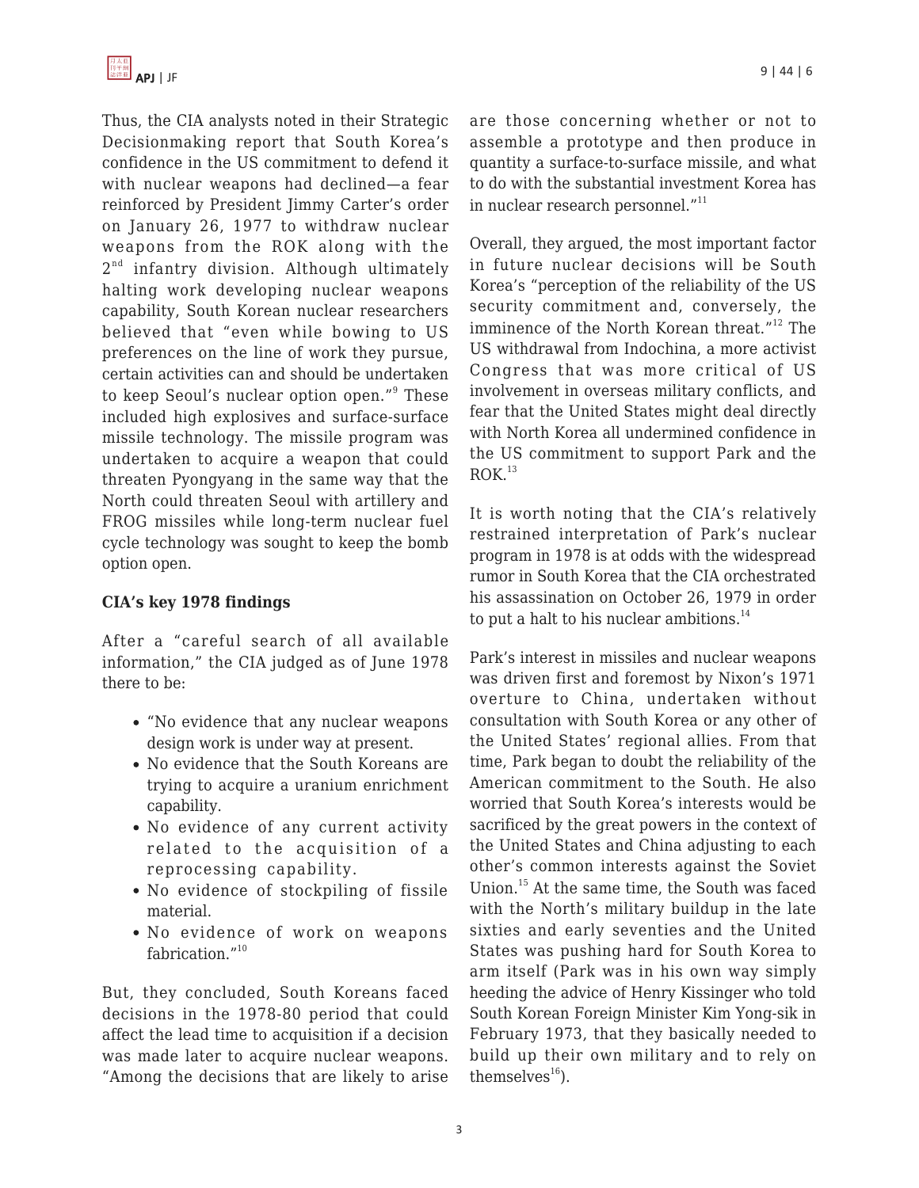Thus, the CIA analysts noted in their Strategic Decisionmaking report that South Korea's confidence in the US commitment to defend it with nuclear weapons had declined—a fear reinforced by President Jimmy Carter's order on January 26, 1977 to withdraw nuclear weapons from the ROK along with the 2nd infantry division. Although ultimately halting work developing nuclear weapons capability, South Korean nuclear researchers believed that "even while bowing to US preferences on the line of work they pursue, certain activities can and should be undertaken to keep Seoul's nuclear option open."[9] These included high explosives and surface-surface missile technology. The missile program was undertaken to acquire a weapon that could threaten Pyongyang in the same way that the North could threaten Seoul with artillery and FROG missiles while long-term nuclear fuel cycle technology was sought to keep the bomb option open.

**CIA's key 1978 findings**

After a "careful search of all available information," the CIA judged as of June 1978 there to be:

- "No evidence that any nuclear weapons design work is under way at present.
- No evidence that the South Koreans are trying to acquire a uranium enrichment capability.
- No evidence of any current activity related to the acquisition of a reprocessing capability.
- No evidence of stockpiling of fissile material.
- No evidence of work on weapons fabrication."[10]

But, they concluded, South Koreans faced decisions in the 1978-80 period that could affect the lead time to acquisition if a decision was made later to acquire nuclear weapons. "Among the decisions that are likely to arise are those concerning whether or not to assemble a prototype and then produce in quantity a surface-to-surface missile, and what to do with the substantial investment Korea has in nuclear research personnel."[11]

Overall, they argued, the most important factor in future nuclear decisions will be South Korea's "perception of the reliability of the US security commitment and, conversely, the imminence of the North Korean threat."[12] The US withdrawal from Indochina, a more activist Congress that was more critical of US involvement in overseas military conflicts, and fear that the United States might deal directly with North Korea all undermined confidence in the US commitment to support Park and the ROK.[13]

It is worth noting that the CIA's relatively restrained interpretation of Park's nuclear program in 1978 is at odds with the widespread rumor in South Korea that the CIA orchestrated his assassination on October 26, 1979 in order to put a halt to his nuclear ambitions.[14]

Park's interest in missiles and nuclear weapons was driven first and foremost by Nixon's 1971 overture to China, undertaken without consultation with South Korea or any other of the United States' regional allies. From that time, Park began to doubt the reliability of the American commitment to the South. He also worried that South Korea's interests would be sacrificed by the great powers in the context of the United States and China adjusting to each other's common interests against the Soviet Union.[15] At the same time, the South was faced with the North's military buildup in the late sixties and early seventies and the United States was pushing hard for South Korea to arm itself (Park was in his own way simply heeding the advice of Henry Kissinger who told South Korean Foreign Minister Kim Yong-sik in February 1973, that they basically needed to build up their own military and to rely on themselves[16]).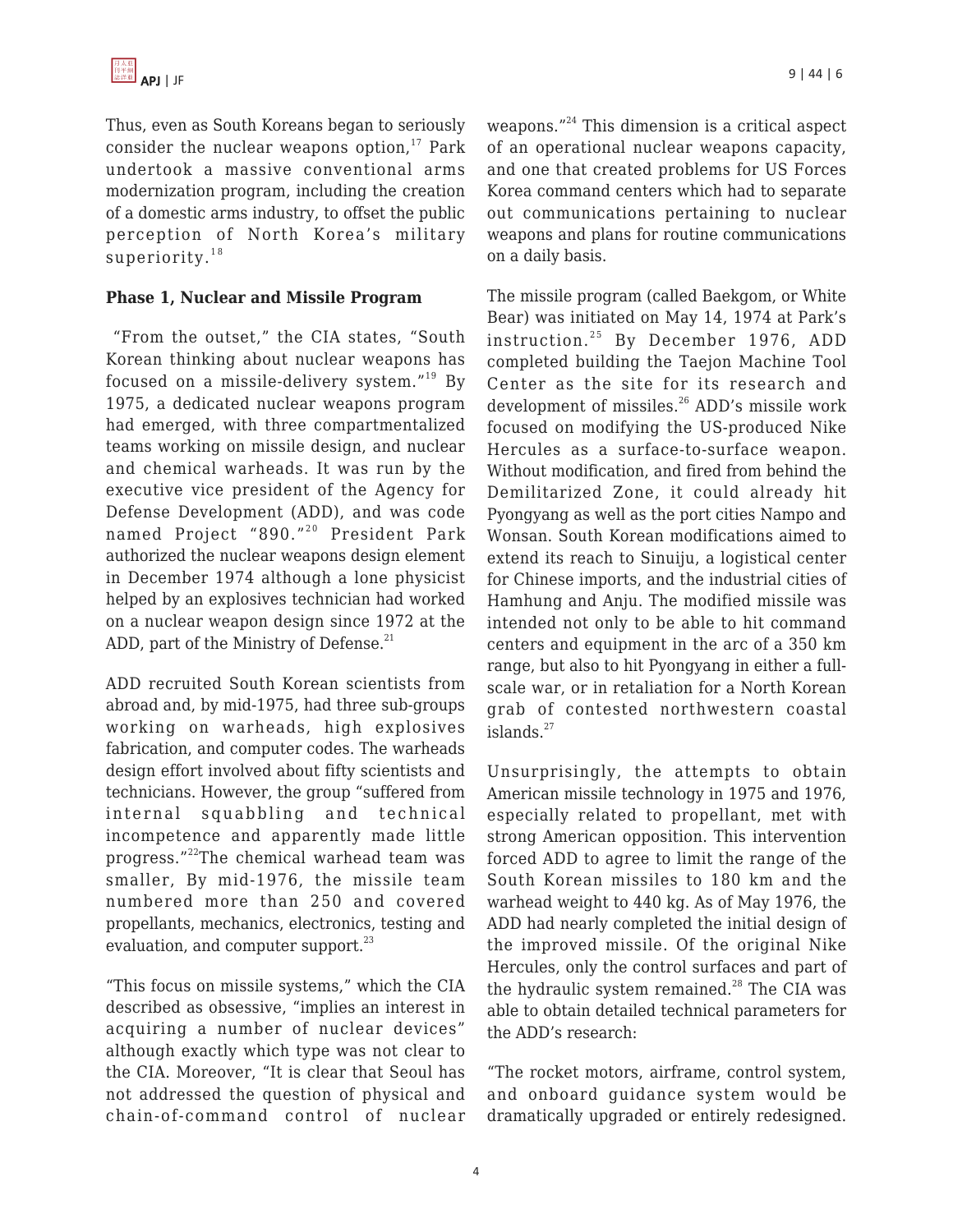Thus, even as South Koreans began to seriously consider the nuclear weapons option,[17] Park undertook a massive conventional arms modernization program, including the creation of a domestic arms industry, to offset the public perception of North Korea's military superiority.[18]

**Phase 1, Nuclear and Missile Program**

"From the outset," the CIA states, "South Korean thinking about nuclear weapons has focused on a missile-delivery system."[19] By 1975, a dedicated nuclear weapons program had emerged, with three compartmentalized teams working on missile design, and nuclear and chemical warheads. It was run by the executive vice president of the Agency for Defense Development (ADD), and was code named Project "890."[20] President Park authorized the nuclear weapons design element in December 1974 although a lone physicist helped by an explosives technician had worked on a nuclear weapon design since 1972 at the ADD, part of the Ministry of Defense.[21]

ADD recruited South Korean scientists from abroad and, by mid-1975, had three sub-groups working on warheads, high explosives fabrication, and computer codes. The warheads design effort involved about fifty scientists and technicians. However, the group "suffered from internal squabbling and technical incompetence and apparently made little progress."[22]The chemical warhead team was smaller, By mid-1976, the missile team numbered more than 250 and covered propellants, mechanics, electronics, testing and evaluation, and computer support.[23]

"This focus on missile systems," which the CIA described as obsessive, "implies an interest in acquiring a number of nuclear devices" although exactly which type was not clear to the CIA. Moreover, "It is clear that Seoul has not addressed the question of physical and chain-of-command control of nuclear weapons."[24] This dimension is a critical aspect of an operational nuclear weapons capacity, and one that created problems for US Forces Korea command centers which had to separate out communications pertaining to nuclear weapons and plans for routine communications on a daily basis.

The missile program (called Baekgom, or White Bear) was initiated on May 14, 1974 at Park's instruction.[25] By December 1976, ADD completed building the Taejon Machine Tool Center as the site for its research and development of missiles.[26] ADD's missile work focused on modifying the US-produced Nike Hercules as a surface-to-surface weapon. Without modification, and fired from behind the Demilitarized Zone, it could already hit Pyongyang as well as the port cities Nampo and Wonsan. South Korean modifications aimed to extend its reach to Sinuiju, a logistical center for Chinese imports, and the industrial cities of Hamhung and Anju. The modified missile was intended not only to be able to hit command centers and equipment in the arc of a 350 km range, but also to hit Pyongyang in either a full-scale war, or in retaliation for a North Korean grab of contested northwestern coastal islands.[27]

Unsurprisingly, the attempts to obtain American missile technology in 1975 and 1976, especially related to propellant, met with strong American opposition. This intervention forced ADD to agree to limit the range of the South Korean missiles to 180 km and the warhead weight to 440 kg. As of May 1976, the ADD had nearly completed the initial design of the improved missile. Of the original Nike Hercules, only the control surfaces and part of the hydraulic system remained.[28] The CIA was able to obtain detailed technical parameters for the ADD's research:

"The rocket motors, airframe, control system, and onboard guidance system would be dramatically upgraded or entirely redesigned.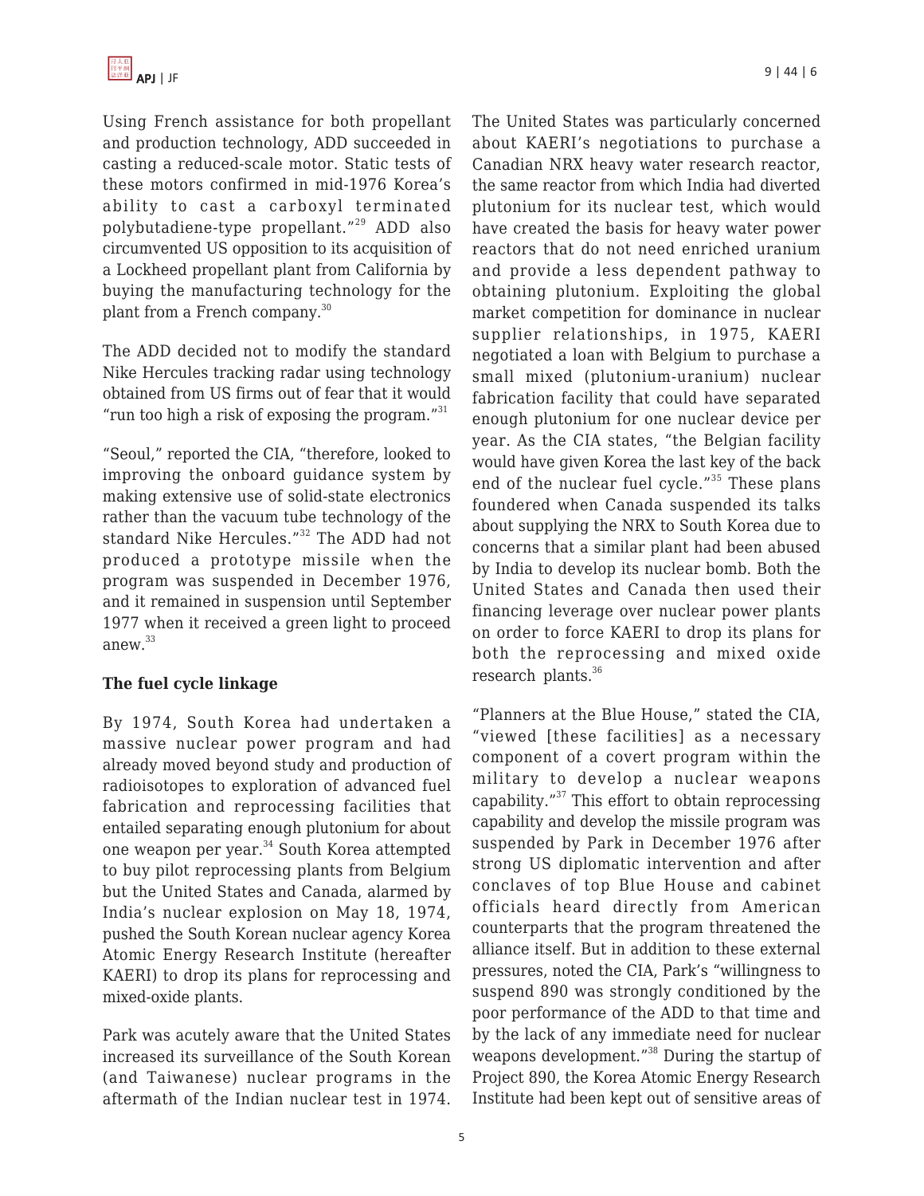Using French assistance for both propellant and production technology, ADD succeeded in casting a reduced-scale motor. Static tests of these motors confirmed in mid-1976 Korea's ability to cast a carboxyl terminated polybutadiene-type propellant."[29] ADD also circumvented US opposition to its acquisition of a Lockheed propellant plant from California by buying the manufacturing technology for the plant from a French company.[30]

The ADD decided not to modify the standard Nike Hercules tracking radar using technology obtained from US firms out of fear that it would "run too high a risk of exposing the program."[31]

"Seoul," reported the CIA, "therefore, looked to improving the onboard guidance system by making extensive use of solid-state electronics rather than the vacuum tube technology of the standard Nike Hercules."[32] The ADD had not produced a prototype missile when the program was suspended in December 1976, and it remained in suspension until September 1977 when it received a green light to proceed anew.[33]

**The fuel cycle linkage**

By 1974, South Korea had undertaken a massive nuclear power program and had already moved beyond study and production of radioisotopes to exploration of advanced fuel fabrication and reprocessing facilities that entailed separating enough plutonium for about one weapon per year.[34] South Korea attempted to buy pilot reprocessing plants from Belgium but the United States and Canada, alarmed by India's nuclear explosion on May 18, 1974, pushed the South Korean nuclear agency Korea Atomic Energy Research Institute (hereafter KAERI) to drop its plans for reprocessing and mixed-oxide plants.

Park was acutely aware that the United States increased its surveillance of the South Korean (and Taiwanese) nuclear programs in the aftermath of the Indian nuclear test in 1974. The United States was particularly concerned about KAERI's negotiations to purchase a Canadian NRX heavy water research reactor, the same reactor from which India had diverted plutonium for its nuclear test, which would have created the basis for heavy water power reactors that do not need enriched uranium and provide a less dependent pathway to obtaining plutonium. Exploiting the global market competition for dominance in nuclear supplier relationships, in 1975, KAERI negotiated a loan with Belgium to purchase a small mixed (plutonium-uranium) nuclear fabrication facility that could have separated enough plutonium for one nuclear device per year. As the CIA states, "the Belgian facility would have given Korea the last key of the back end of the nuclear fuel cycle."[35] These plans foundered when Canada suspended its talks about supplying the NRX to South Korea due to concerns that a similar plant had been abused by India to develop its nuclear bomb. Both the United States and Canada then used their financing leverage over nuclear power plants on order to force KAERI to drop its plans for both the reprocessing and mixed oxide research plants.[36]

"Planners at the Blue House," stated the CIA, "viewed [these facilities] as a necessary component of a covert program within the military to develop a nuclear weapons capability."[37] This effort to obtain reprocessing capability and develop the missile program was suspended by Park in December 1976 after strong US diplomatic intervention and after conclaves of top Blue House and cabinet officials heard directly from American counterparts that the program threatened the alliance itself. But in addition to these external pressures, noted the CIA, Park's "willingness to suspend 890 was strongly conditioned by the poor performance of the ADD to that time and by the lack of any immediate need for nuclear weapons development."[38] During the startup of Project 890, the Korea Atomic Energy Research Institute had been kept out of sensitive areas of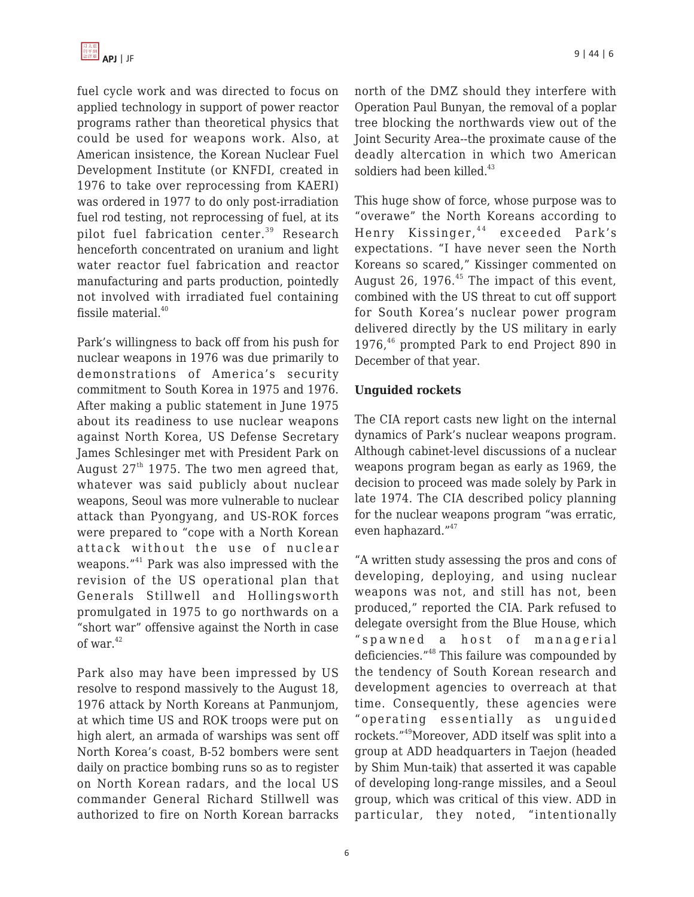fuel cycle work and was directed to focus on applied technology in support of power reactor programs rather than theoretical physics that could be used for weapons work. Also, at American insistence, the Korean Nuclear Fuel Development Institute (or KNFDI, created in 1976 to take over reprocessing from KAERI) was ordered in 1977 to do only post-irradiation fuel rod testing, not reprocessing of fuel, at its pilot fuel fabrication center.[39] Research henceforth concentrated on uranium and light water reactor fuel fabrication and reactor manufacturing and parts production, pointedly not involved with irradiated fuel containing fissile material.[40]

Park's willingness to back off from his push for nuclear weapons in 1976 was due primarily to demonstrations of America's security commitment to South Korea in 1975 and 1976. After making a public statement in June 1975 about its readiness to use nuclear weapons against North Korea, US Defense Secretary James Schlesinger met with President Park on August 27th 1975. The two men agreed that, whatever was said publicly about nuclear weapons, Seoul was more vulnerable to nuclear attack than Pyongyang, and US-ROK forces were prepared to "cope with a North Korean attack without the use of nuclear weapons."[41] Park was also impressed with the revision of the US operational plan that Generals Stillwell and Hollingsworth promulgated in 1975 to go northwards on a "short war" offensive against the North in case of war.[42]

Park also may have been impressed by US resolve to respond massively to the August 18, 1976 attack by North Koreans at Panmunjom, at which time US and ROK troops were put on high alert, an armada of warships was sent off North Korea's coast, B-52 bombers were sent daily on practice bombing runs so as to register on North Korean radars, and the local US commander General Richard Stillwell was authorized to fire on North Korean barracks north of the DMZ should they interfere with Operation Paul Bunyan, the removal of a poplar tree blocking the northwards view out of the Joint Security Area--the proximate cause of the deadly altercation in which two American soldiers had been killed.[43]

This huge show of force, whose purpose was to "overawe" the North Koreans according to Henry Kissinger,[44] exceeded Park's expectations. "I have never seen the North Koreans so scared," Kissinger commented on August 26, 1976.[45] The impact of this event, combined with the US threat to cut off support for South Korea's nuclear power program delivered directly by the US military in early 1976,[46] prompted Park to end Project 890 in December of that year.

**Unguided rockets**

The CIA report casts new light on the internal dynamics of Park's nuclear weapons program. Although cabinet-level discussions of a nuclear weapons program began as early as 1969, the decision to proceed was made solely by Park in late 1974. The CIA described policy planning for the nuclear weapons program "was erratic, even haphazard."[47]

"A written study assessing the pros and cons of developing, deploying, and using nuclear weapons was not, and still has not, been produced," reported the CIA. Park refused to delegate oversight from the Blue House, which "spawned a host of managerial deficiencies."[48] This failure was compounded by the tendency of South Korean research and development agencies to overreach at that time. Consequently, these agencies were "operating essentially as unguided rockets."[49] Moreover, ADD itself was split into a group at ADD headquarters in Taejon (headed by Shim Mun-taik) that asserted it was capable of developing long-range missiles, and a Seoul group, which was critical of this view. ADD in particular, they noted, "intentionally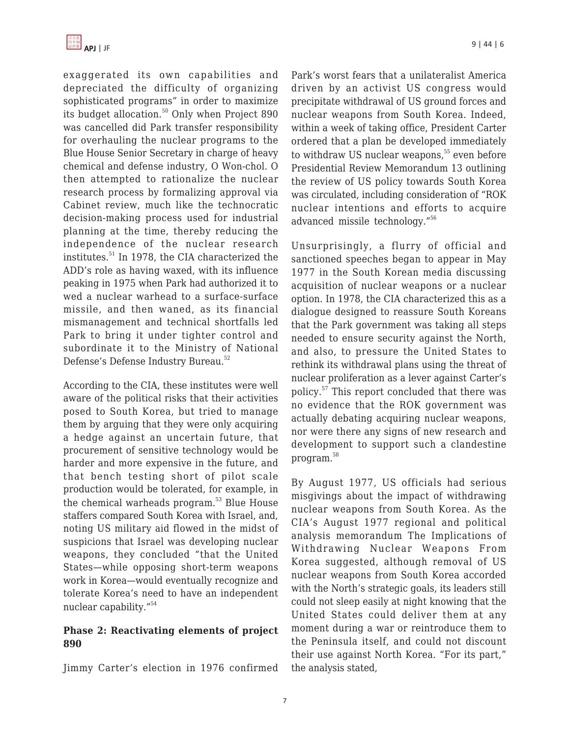exaggerated its own capabilities and depreciated the difficulty of organizing sophisticated programs" in order to maximize its budget allocation.[50] Only when Project 890 was cancelled did Park transfer responsibility for overhauling the nuclear programs to the Blue House Senior Secretary in charge of heavy chemical and defense industry, O Won-chol. O then attempted to rationalize the nuclear research process by formalizing approval via Cabinet review, much like the technocratic decision-making process used for industrial planning at the time, thereby reducing the independence of the nuclear research institutes.[51] In 1978, the CIA characterized the ADD's role as having waxed, with its influence peaking in 1975 when Park had authorized it to wed a nuclear warhead to a surface-surface missile, and then waned, as its financial mismanagement and technical shortfalls led Park to bring it under tighter control and subordinate it to the Ministry of National Defense's Defense Industry Bureau.[52]

According to the CIA, these institutes were well aware of the political risks that their activities posed to South Korea, but tried to manage them by arguing that they were only acquiring a hedge against an uncertain future, that procurement of sensitive technology would be harder and more expensive in the future, and that bench testing short of pilot scale production would be tolerated, for example, in the chemical warheads program.[53] Blue House staffers compared South Korea with Israel, and, noting US military aid flowed in the midst of suspicions that Israel was developing nuclear weapons, they concluded "that the United States—while opposing short-term weapons work in Korea—would eventually recognize and tolerate Korea's need to have an independent nuclear capability."[54]

**Phase 2: Reactivating elements of project 890**

Jimmy Carter's election in 1976 confirmed Park's worst fears that a unilateralist America driven by an activist US congress would precipitate withdrawal of US ground forces and nuclear weapons from South Korea. Indeed, within a week of taking office, President Carter ordered that a plan be developed immediately to withdraw US nuclear weapons,[55] even before Presidential Review Memorandum 13 outlining the review of US policy towards South Korea was circulated, including consideration of "ROK nuclear intentions and efforts to acquire advanced missile technology."[56]

Unsurprisingly, a flurry of official and sanctioned speeches began to appear in May 1977 in the South Korean media discussing acquisition of nuclear weapons or a nuclear option. In 1978, the CIA characterized this as a dialogue designed to reassure South Koreans that the Park government was taking all steps needed to ensure security against the North, and also, to pressure the United States to rethink its withdrawal plans using the threat of nuclear proliferation as a lever against Carter's policy.[57] This report concluded that there was no evidence that the ROK government was actually debating acquiring nuclear weapons, nor were there any signs of new research and development to support such a clandestine program.[58]

By August 1977, US officials had serious misgivings about the impact of withdrawing nuclear weapons from South Korea. As the CIA's August 1977 regional and political analysis memorandum The Implications of Withdrawing Nuclear Weapons From Korea suggested, although removal of US nuclear weapons from South Korea accorded with the North's strategic goals, its leaders still could not sleep easily at night knowing that the United States could deliver them at any moment during a war or reintroduce them to the Peninsula itself, and could not discount their use against North Korea. "For its part," the analysis stated,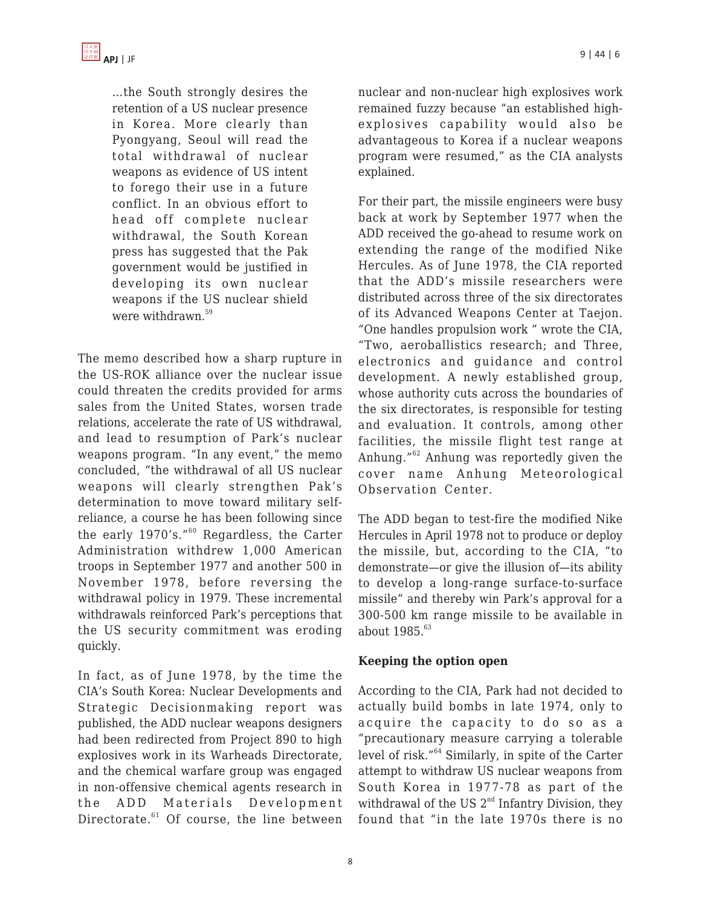> ...the South strongly desires the retention of a US nuclear presence in Korea. More clearly than Pyongyang, Seoul will read the total withdrawal of nuclear weapons as evidence of US intent to forego their use in a future conflict. In an obvious effort to head off complete nuclear withdrawal, the South Korean press has suggested that the Pak government would be justified in developing its own nuclear weapons if the US nuclear shield were withdrawn.[59]

The memo described how a sharp rupture in the US-ROK alliance over the nuclear issue could threaten the credits provided for arms sales from the United States, worsen trade relations, accelerate the rate of US withdrawal, and lead to resumption of Park's nuclear weapons program. "In any event," the memo concluded, "the withdrawal of all US nuclear weapons will clearly strengthen Pak's determination to move toward military self-reliance, a course he has been following since the early 1970's."[60] Regardless, the Carter Administration withdrew 1,000 American troops in September 1977 and another 500 in November 1978, before reversing the withdrawal policy in 1979. These incremental withdrawals reinforced Park's perceptions that the US security commitment was eroding quickly.

In fact, as of June 1978, by the time the CIA's South Korea: Nuclear Developments and Strategic Decisionmaking report was published, the ADD nuclear weapons designers had been redirected from Project 890 to high explosives work in its Warheads Directorate, and the chemical warfare group was engaged in non-offensive chemical agents research in the ADD Materials Development Directorate.[61] Of course, the line between nuclear and non-nuclear high explosives work remained fuzzy because "an established high-explosives capability would also be advantageous to Korea if a nuclear weapons program were resumed," as the CIA analysts explained.

For their part, the missile engineers were busy back at work by September 1977 when the ADD received the go-ahead to resume work on extending the range of the modified Nike Hercules. As of June 1978, the CIA reported that the ADD's missile researchers were distributed across three of the six directorates of its Advanced Weapons Center at Taejon. "One handles propulsion work " wrote the CIA, "Two, aeroballistics research; and Three, electronics and guidance and control development. A newly established group, whose authority cuts across the boundaries of the six directorates, is responsible for testing and evaluation. It controls, among other facilities, the missile flight test range at Anhung."[62] Anhung was reportedly given the cover name Anhung Meteorological Observation Center.

The ADD began to test-fire the modified Nike Hercules in April 1978 not to produce or deploy the missile, but, according to the CIA, "to demonstrate—or give the illusion of—its ability to develop a long-range surface-to-surface missile" and thereby win Park's approval for a 300-500 km range missile to be available in about 1985.[63]

### Keeping the option open

According to the CIA, Park had not decided to actually build bombs in late 1974, only to acquire the capacity to do so as a "precautionary measure carrying a tolerable level of risk."[64] Similarly, in spite of the Carter attempt to withdraw US nuclear weapons from South Korea in 1977-78 as part of the withdrawal of the US 2nd Infantry Division, they found that "in the late 1970s there is no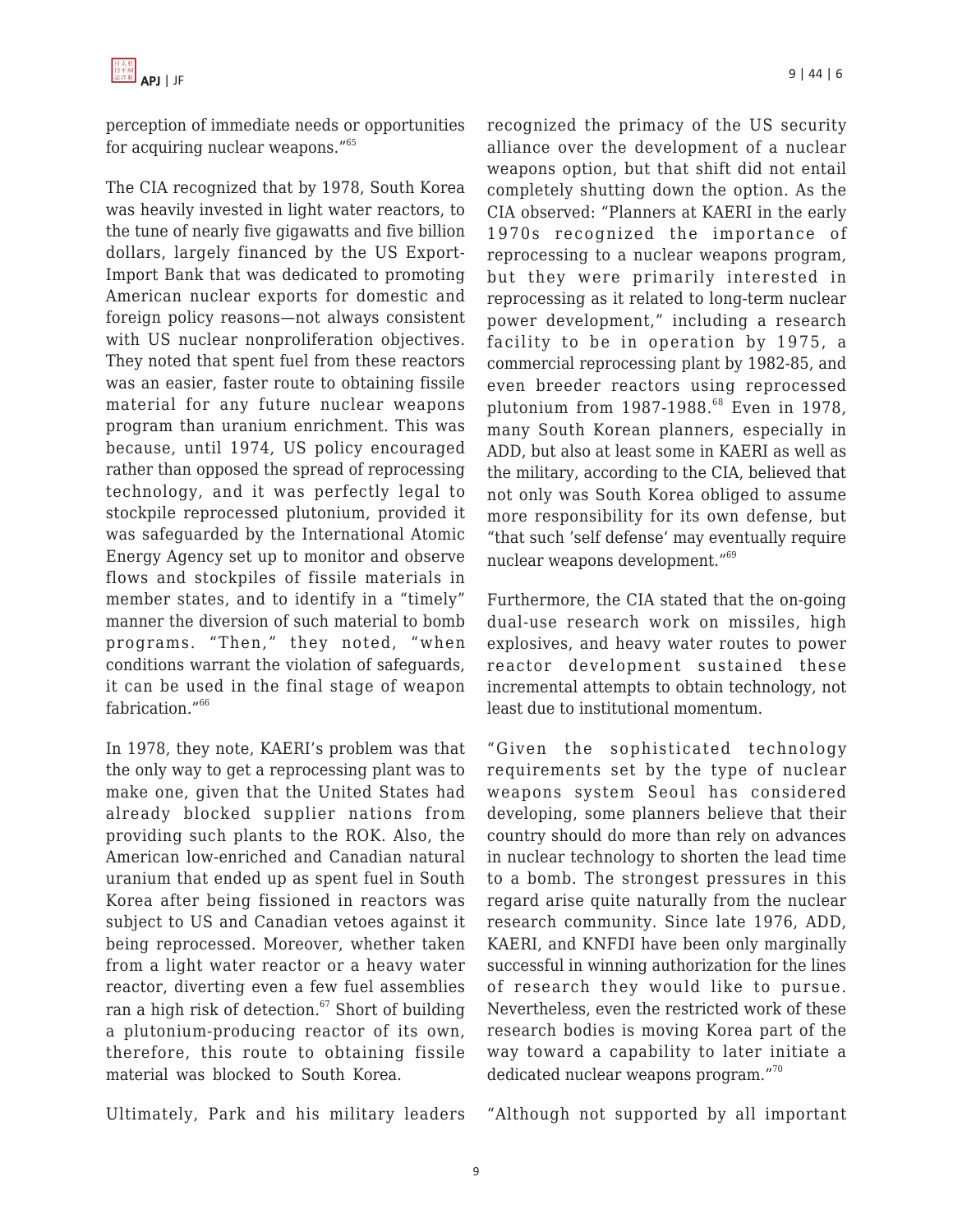perception of immediate needs or opportunities for acquiring nuclear weapons."[65]

The CIA recognized that by 1978, South Korea was heavily invested in light water reactors, to the tune of nearly five gigawatts and five billion dollars, largely financed by the US Export-Import Bank that was dedicated to promoting American nuclear exports for domestic and foreign policy reasons—not always consistent with US nuclear nonproliferation objectives. They noted that spent fuel from these reactors was an easier, faster route to obtaining fissile material for any future nuclear weapons program than uranium enrichment. This was because, until 1974, US policy encouraged rather than opposed the spread of reprocessing technology, and it was perfectly legal to stockpile reprocessed plutonium, provided it was safeguarded by the International Atomic Energy Agency set up to monitor and observe flows and stockpiles of fissile materials in member states, and to identify in a "timely" manner the diversion of such material to bomb programs. "Then," they noted, "when conditions warrant the violation of safeguards, it can be used in the final stage of weapon fabrication."[66]

In 1978, they note, KAERI's problem was that the only way to get a reprocessing plant was to make one, given that the United States had already blocked supplier nations from providing such plants to the ROK. Also, the American low-enriched and Canadian natural uranium that ended up as spent fuel in South Korea after being fissioned in reactors was subject to US and Canadian vetoes against it being reprocessed. Moreover, whether taken from a light water reactor or a heavy water reactor, diverting even a few fuel assemblies ran a high risk of detection.[67] Short of building a plutonium-producing reactor of its own, therefore, this route to obtaining fissile material was blocked to South Korea.

Ultimately, Park and his military leaders recognized the primacy of the US security alliance over the development of a nuclear weapons option, but that shift did not entail completely shutting down the option. As the CIA observed: "Planners at KAERI in the early 1970s recognized the importance of reprocessing to a nuclear weapons program, but they were primarily interested in reprocessing as it related to long-term nuclear power development," including a research facility to be in operation by 1975, a commercial reprocessing plant by 1982-85, and even breeder reactors using reprocessed plutonium from 1987-1988.[68] Even in 1978, many South Korean planners, especially in ADD, but also at least some in KAERI as well as the military, according to the CIA, believed that not only was South Korea obliged to assume more responsibility for its own defense, but "that such 'self defense' may eventually require nuclear weapons development."[69]

Furthermore, the CIA stated that the on-going dual-use research work on missiles, high explosives, and heavy water routes to power reactor development sustained these incremental attempts to obtain technology, not least due to institutional momentum.

"Given the sophisticated technology requirements set by the type of nuclear weapons system Seoul has considered developing, some planners believe that their country should do more than rely on advances in nuclear technology to shorten the lead time to a bomb. The strongest pressures in this regard arise quite naturally from the nuclear research community. Since late 1976, ADD, KAERI, and KNFDI have been only marginally successful in winning authorization for the lines of research they would like to pursue. Nevertheless, even the restricted work of these research bodies is moving Korea part of the way toward a capability to later initiate a dedicated nuclear weapons program."[70]

"Although not supported by all important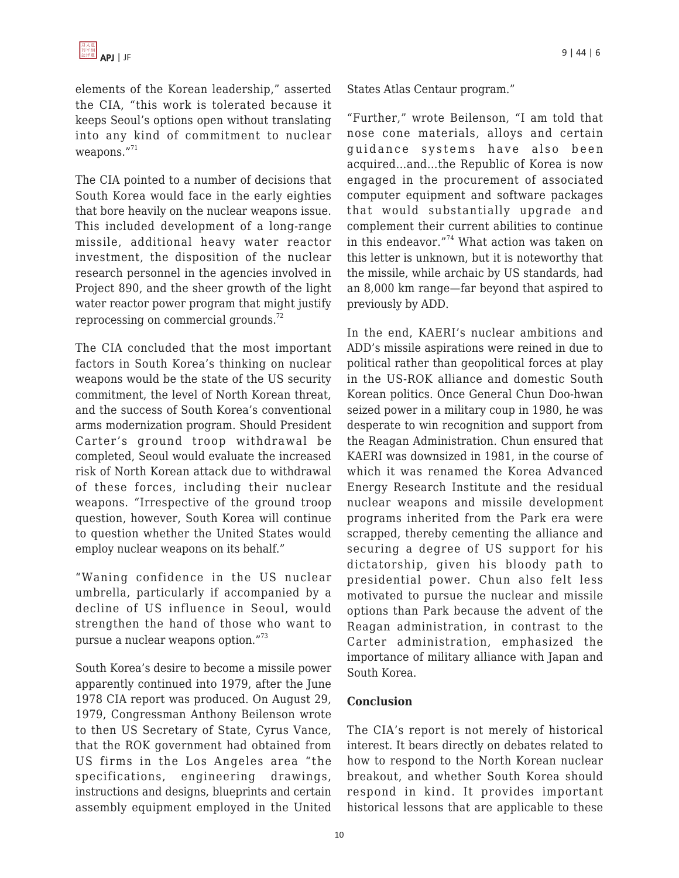elements of the Korean leadership," asserted the CIA, "this work is tolerated because it keeps Seoul's options open without translating into any kind of commitment to nuclear weapons."[71]

The CIA pointed to a number of decisions that South Korea would face in the early eighties that bore heavily on the nuclear weapons issue. This included development of a long-range missile, additional heavy water reactor investment, the disposition of the nuclear research personnel in the agencies involved in Project 890, and the sheer growth of the light water reactor power program that might justify reprocessing on commercial grounds.[72]

The CIA concluded that the most important factors in South Korea's thinking on nuclear weapons would be the state of the US security commitment, the level of North Korean threat, and the success of South Korea's conventional arms modernization program. Should President Carter's ground troop withdrawal be completed, Seoul would evaluate the increased risk of North Korean attack due to withdrawal of these forces, including their nuclear weapons. "Irrespective of the ground troop question, however, South Korea will continue to question whether the United States would employ nuclear weapons on its behalf."

"Waning confidence in the US nuclear umbrella, particularly if accompanied by a decline of US influence in Seoul, would strengthen the hand of those who want to pursue a nuclear weapons option."[73]

South Korea's desire to become a missile power apparently continued into 1979, after the June 1978 CIA report was produced. On August 29, 1979, Congressman Anthony Beilenson wrote to then US Secretary of State, Cyrus Vance, that the ROK government had obtained from US firms in the Los Angeles area "the specifications, engineering drawings, instructions and designs, blueprints and certain assembly equipment employed in the United States Atlas Centaur program."

"Further," wrote Beilenson, "I am told that nose cone materials, alloys and certain guidance systems have also been acquired...and...the Republic of Korea is now engaged in the procurement of associated computer equipment and software packages that would substantially upgrade and complement their current abilities to continue in this endeavor."[74] What action was taken on this letter is unknown, but it is noteworthy that the missile, while archaic by US standards, had an 8,000 km range—far beyond that aspired to previously by ADD.

In the end, KAERI's nuclear ambitions and ADD's missile aspirations were reined in due to political rather than geopolitical forces at play in the US-ROK alliance and domestic South Korean politics. Once General Chun Doo-hwan seized power in a military coup in 1980, he was desperate to win recognition and support from the Reagan Administration. Chun ensured that KAERI was downsized in 1981, in the course of which it was renamed the Korea Advanced Energy Research Institute and the residual nuclear weapons and missile development programs inherited from the Park era were scrapped, thereby cementing the alliance and securing a degree of US support for his dictatorship, given his bloody path to presidential power. Chun also felt less motivated to pursue the nuclear and missile options than Park because the advent of the Reagan administration, in contrast to the Carter administration, emphasized the importance of military alliance with Japan and South Korea.

## Conclusion

The CIA's report is not merely of historical interest. It bears directly on debates related to how to respond to the North Korean nuclear breakout, and whether South Korea should respond in kind. It provides important historical lessons that are applicable to these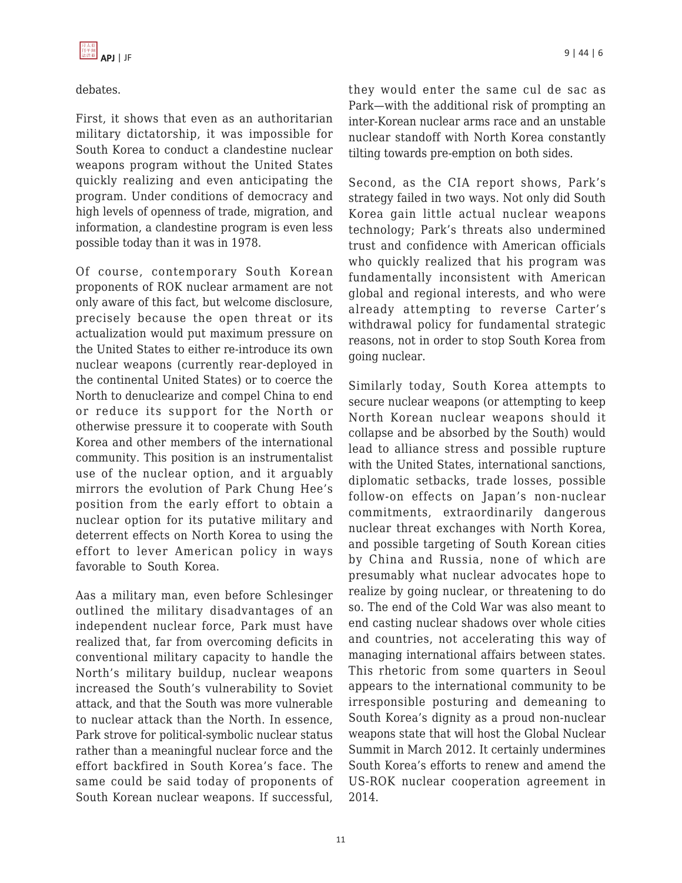debates.

First, it shows that even as an authoritarian military dictatorship, it was impossible for South Korea to conduct a clandestine nuclear weapons program without the United States quickly realizing and even anticipating the program. Under conditions of democracy and high levels of openness of trade, migration, and information, a clandestine program is even less possible today than it was in 1978.

Of course, contemporary South Korean proponents of ROK nuclear armament are not only aware of this fact, but welcome disclosure, precisely because the open threat or its actualization would put maximum pressure on the United States to either re-introduce its own nuclear weapons (currently rear-deployed in the continental United States) or to coerce the North to denuclearize and compel China to end or reduce its support for the North or otherwise pressure it to cooperate with South Korea and other members of the international community. This position is an instrumentalist use of the nuclear option, and it arguably mirrors the evolution of Park Chung Hee's position from the early effort to obtain a nuclear option for its putative military and deterrent effects on North Korea to using the effort to lever American policy in ways favorable to South Korea.

Aas a military man, even before Schlesinger outlined the military disadvantages of an independent nuclear force, Park must have realized that, far from overcoming deficits in conventional military capacity to handle the North's military buildup, nuclear weapons increased the South's vulnerability to Soviet attack, and that the South was more vulnerable to nuclear attack than the North. In essence, Park strove for political-symbolic nuclear status rather than a meaningful nuclear force and the effort backfired in South Korea's face. The same could be said today of proponents of South Korean nuclear weapons. If successful, they would enter the same cul de sac as Park—with the additional risk of prompting an inter-Korean nuclear arms race and an unstable nuclear standoff with North Korea constantly tilting towards pre-emption on both sides.

Second, as the CIA report shows, Park's strategy failed in two ways. Not only did South Korea gain little actual nuclear weapons technology; Park's threats also undermined trust and confidence with American officials who quickly realized that his program was fundamentally inconsistent with American global and regional interests, and who were already attempting to reverse Carter's withdrawal policy for fundamental strategic reasons, not in order to stop South Korea from going nuclear.

Similarly today, South Korea attempts to secure nuclear weapons (or attempting to keep North Korean nuclear weapons should it collapse and be absorbed by the South) would lead to alliance stress and possible rupture with the United States, international sanctions, diplomatic setbacks, trade losses, possible follow-on effects on Japan's non-nuclear commitments, extraordinarily dangerous nuclear threat exchanges with North Korea, and possible targeting of South Korean cities by China and Russia, none of which are presumably what nuclear advocates hope to realize by going nuclear, or threatening to do so. The end of the Cold War was also meant to end casting nuclear shadows over whole cities and countries, not accelerating this way of managing international affairs between states. This rhetoric from some quarters in Seoul appears to the international community to be irresponsible posturing and demeaning to South Korea's dignity as a proud non-nuclear weapons state that will host the Global Nuclear Summit in March 2012. It certainly undermines South Korea's efforts to renew and amend the US-ROK nuclear cooperation agreement in 2014.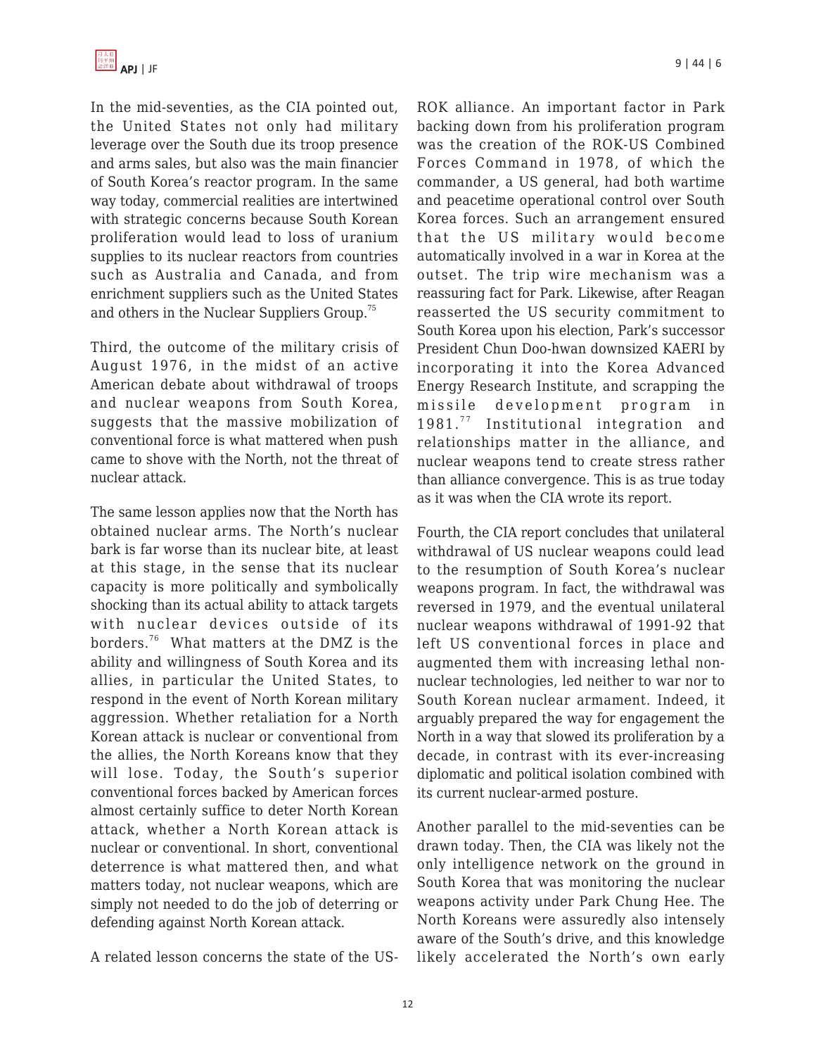In the mid-seventies, as the CIA pointed out, the United States not only had military leverage over the South due its troop presence and arms sales, but also was the main financier of South Korea's reactor program. In the same way today, commercial realities are intertwined with strategic concerns because South Korean proliferation would lead to loss of uranium supplies to its nuclear reactors from countries such as Australia and Canada, and from enrichment suppliers such as the United States and others in the Nuclear Suppliers Group.[75]

Third, the outcome of the military crisis of August 1976, in the midst of an active American debate about withdrawal of troops and nuclear weapons from South Korea, suggests that the massive mobilization of conventional force is what mattered when push came to shove with the North, not the threat of nuclear attack.

The same lesson applies now that the North has obtained nuclear arms. The North's nuclear bark is far worse than its nuclear bite, at least at this stage, in the sense that its nuclear capacity is more politically and symbolically shocking than its actual ability to attack targets with nuclear devices outside of its borders.[76] What matters at the DMZ is the ability and willingness of South Korea and its allies, in particular the United States, to respond in the event of North Korean military aggression. Whether retaliation for a North Korean attack is nuclear or conventional from the allies, the North Koreans know that they will lose. Today, the South's superior conventional forces backed by American forces almost certainly suffice to deter North Korean attack, whether a North Korean attack is nuclear or conventional. In short, conventional deterrence is what mattered then, and what matters today, not nuclear weapons, which are simply not needed to do the job of deterring or defending against North Korean attack.

A related lesson concerns the state of the US-ROK alliance. An important factor in Park backing down from his proliferation program was the creation of the ROK-US Combined Forces Command in 1978, of which the commander, a US general, had both wartime and peacetime operational control over South Korea forces. Such an arrangement ensured that the US military would become automatically involved in a war in Korea at the outset. The trip wire mechanism was a reassuring fact for Park. Likewise, after Reagan reasserted the US security commitment to South Korea upon his election, Park's successor President Chun Doo-hwan downsized KAERI by incorporating it into the Korea Advanced Energy Research Institute, and scrapping the missile development program in 1981.[77] Institutional integration and relationships matter in the alliance, and nuclear weapons tend to create stress rather than alliance convergence. This is as true today as it was when the CIA wrote its report.

Fourth, the CIA report concludes that unilateral withdrawal of US nuclear weapons could lead to the resumption of South Korea's nuclear weapons program. In fact, the withdrawal was reversed in 1979, and the eventual unilateral nuclear weapons withdrawal of 1991-92 that left US conventional forces in place and augmented them with increasing lethal non-nuclear technologies, led neither to war nor to South Korean nuclear armament. Indeed, it arguably prepared the way for engagement the North in a way that slowed its proliferation by a decade, in contrast with its ever-increasing diplomatic and political isolation combined with its current nuclear-armed posture.

Another parallel to the mid-seventies can be drawn today. Then, the CIA was likely not the only intelligence network on the ground in South Korea that was monitoring the nuclear weapons activity under Park Chung Hee. The North Koreans were assuredly also intensely aware of the South's drive, and this knowledge likely accelerated the North's own early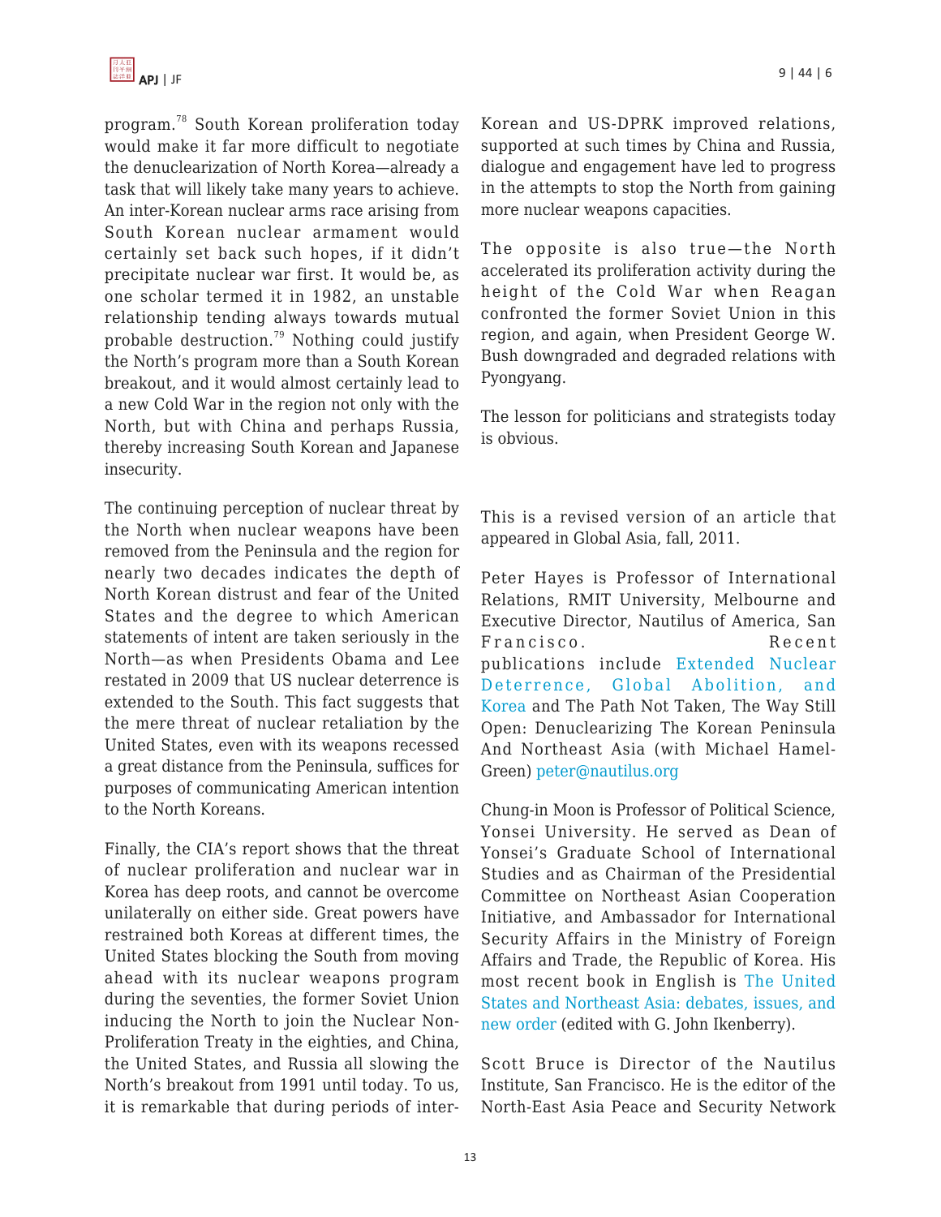program.[78] South Korean proliferation today would make it far more difficult to negotiate the denuclearization of North Korea—already a task that will likely take many years to achieve. An inter-Korean nuclear arms race arising from South Korean nuclear armament would certainly set back such hopes, if it didn't precipitate nuclear war first. It would be, as one scholar termed it in 1982, an unstable relationship tending always towards mutual probable destruction.[79] Nothing could justify the North's program more than a South Korean breakout, and it would almost certainly lead to a new Cold War in the region not only with the North, but with China and perhaps Russia, thereby increasing South Korean and Japanese insecurity.

The continuing perception of nuclear threat by the North when nuclear weapons have been removed from the Peninsula and the region for nearly two decades indicates the depth of North Korean distrust and fear of the United States and the degree to which American statements of intent are taken seriously in the North—as when Presidents Obama and Lee restated in 2009 that US nuclear deterrence is extended to the South. This fact suggests that the mere threat of nuclear retaliation by the United States, even with its weapons recessed a great distance from the Peninsula, suffices for purposes of communicating American intention to the North Koreans.

Finally, the CIA's report shows that the threat of nuclear proliferation and nuclear war in Korea has deep roots, and cannot be overcome unilaterally on either side. Great powers have restrained both Koreas at different times, the United States blocking the South from moving ahead with its nuclear weapons program during the seventies, the former Soviet Union inducing the North to join the Nuclear Non-Proliferation Treaty in the eighties, and China, the United States, and Russia all slowing the North's breakout from 1991 until today. To us, it is remarkable that during periods of inter-Korean and US-DPRK improved relations, supported at such times by China and Russia, dialogue and engagement have led to progress in the attempts to stop the North from gaining more nuclear weapons capacities.

The opposite is also true—the North accelerated its proliferation activity during the height of the Cold War when Reagan confronted the former Soviet Union in this region, and again, when President George W. Bush downgraded and degraded relations with Pyongyang.

The lesson for politicians and strategists today is obvious.

This is a revised version of an article that appeared in Global Asia, fall, 2011.

Peter Hayes is Professor of International Relations, RMIT University, Melbourne and Executive Director, Nautilus of America, San Francisco. Recent publications include Extended Nuclear Deterrence, Global Abolition, and Korea and The Path Not Taken, The Way Still Open: Denuclearizing The Korean Peninsula And Northeast Asia (with Michael Hamel-Green) peter@nautilus.org

Chung-in Moon is Professor of Political Science, Yonsei University. He served as Dean of Yonsei's Graduate School of International Studies and as Chairman of the Presidential Committee on Northeast Asian Cooperation Initiative, and Ambassador for International Security Affairs in the Ministry of Foreign Affairs and Trade, the Republic of Korea. His most recent book in English is The United States and Northeast Asia: debates, issues, and new order (edited with G. John Ikenberry).

Scott Bruce is Director of the Nautilus Institute, San Francisco. He is the editor of the North-East Asia Peace and Security Network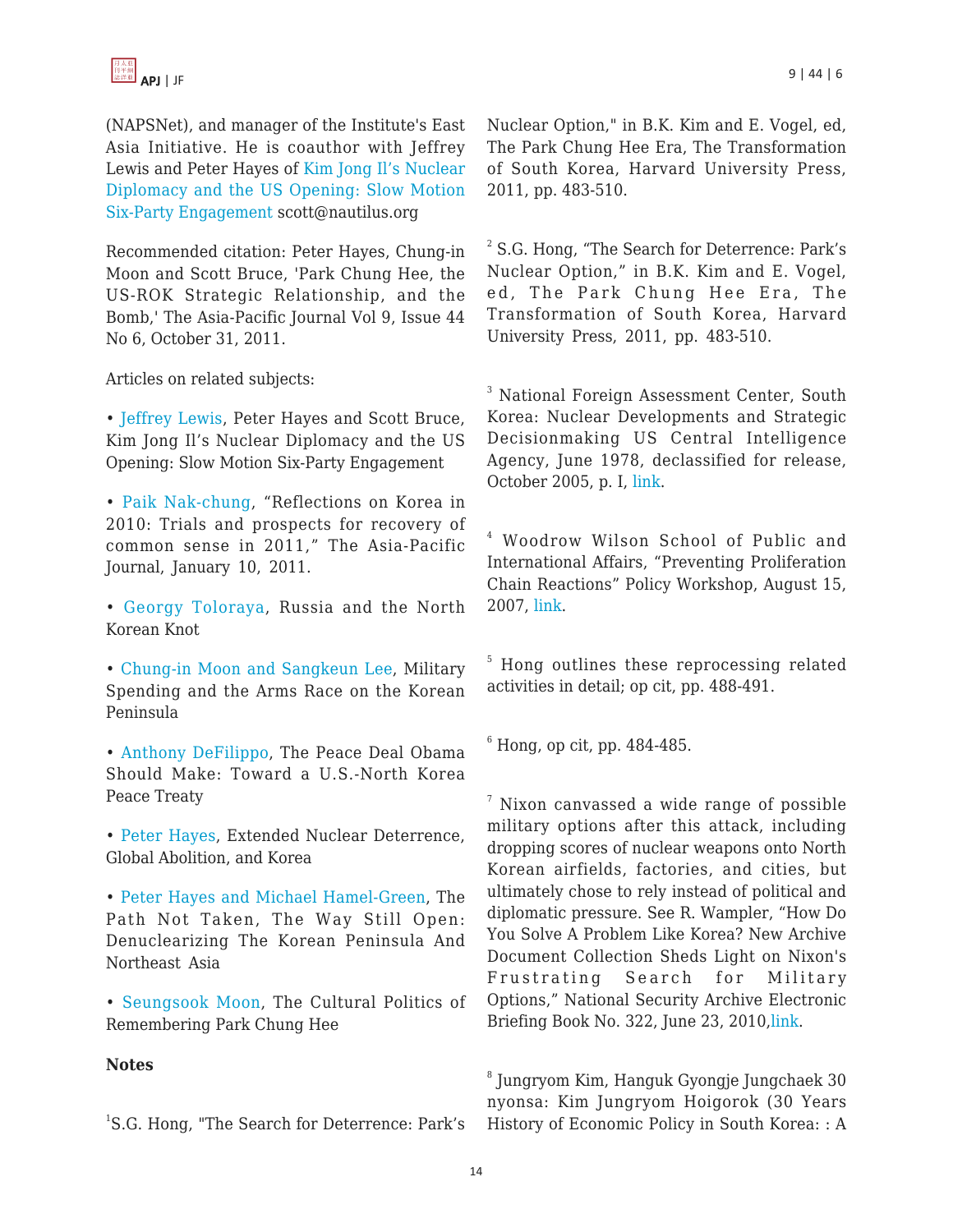(NAPSNet), and manager of the Institute's East Asia Initiative. He is coauthor with Jeffrey Lewis and Peter Hayes of Kim Jong Il's Nuclear Diplomacy and the US Opening: Slow Motion Six-Party Engagement scott@nautilus.org

Recommended citation: Peter Hayes, Chung-in Moon and Scott Bruce, 'Park Chung Hee, the US-ROK Strategic Relationship, and the Bomb,' The Asia-Pacific Journal Vol 9, Issue 44 No 6, October 31, 2011.

Articles on related subjects:

- Jeffrey Lewis, Peter Hayes and Scott Bruce, Kim Jong Il's Nuclear Diplomacy and the US Opening: Slow Motion Six-Party Engagement
- Paik Nak-chung, "Reflections on Korea in 2010: Trials and prospects for recovery of common sense in 2011," The Asia-Pacific Journal, January 10, 2011.
- Georgy Toloraya, Russia and the North Korean Knot
- Chung-in Moon and Sangkeun Lee, Military Spending and the Arms Race on the Korean Peninsula
- Anthony DeFilippo, The Peace Deal Obama Should Make: Toward a U.S.-North Korea Peace Treaty
- Peter Hayes, Extended Nuclear Deterrence, Global Abolition, and Korea
- Peter Hayes and Michael Hamel-Green, The Path Not Taken, The Way Still Open: Denuclearizing The Korean Peninsula And Northeast Asia
- Seungsook Moon, The Cultural Politics of Remembering Park Chung Hee

**Notes**

[1] S.G. Hong, "The Search for Deterrence: Park's Nuclear Option," in B.K. Kim and E. Vogel, ed, The Park Chung Hee Era, The Transformation of South Korea, Harvard University Press, 2011, pp. 483-510.

[2] S.G. Hong, "The Search for Deterrence: Park's Nuclear Option," in B.K. Kim and E. Vogel, ed, The Park Chung Hee Era, The Transformation of South Korea, Harvard University Press, 2011, pp. 483-510.

[3] National Foreign Assessment Center, South Korea: Nuclear Developments and Strategic Decisionmaking US Central Intelligence Agency, June 1978, declassified for release, October 2005, p. I, link.

[4] Woodrow Wilson School of Public and International Affairs, "Preventing Proliferation Chain Reactions" Policy Workshop, August 15, 2007, link.

[5] Hong outlines these reprocessing related activities in detail; op cit, pp. 488-491.

[6] Hong, op cit, pp. 484-485.

[7] Nixon canvassed a wide range of possible military options after this attack, including dropping scores of nuclear weapons onto North Korean airfields, factories, and cities, but ultimately chose to rely instead of political and diplomatic pressure. See R. Wampler, "How Do You Solve A Problem Like Korea? New Archive Document Collection Sheds Light on Nixon's Frustrating Search for Military Options," National Security Archive Electronic Briefing Book No. 322, June 23, 2010,link.

[8] Jungryom Kim, Hanguk Gyongje Jungchaek 30 nyonsa: Kim Jungryom Hoigorok (30 Years History of Economic Policy in South Korea: : A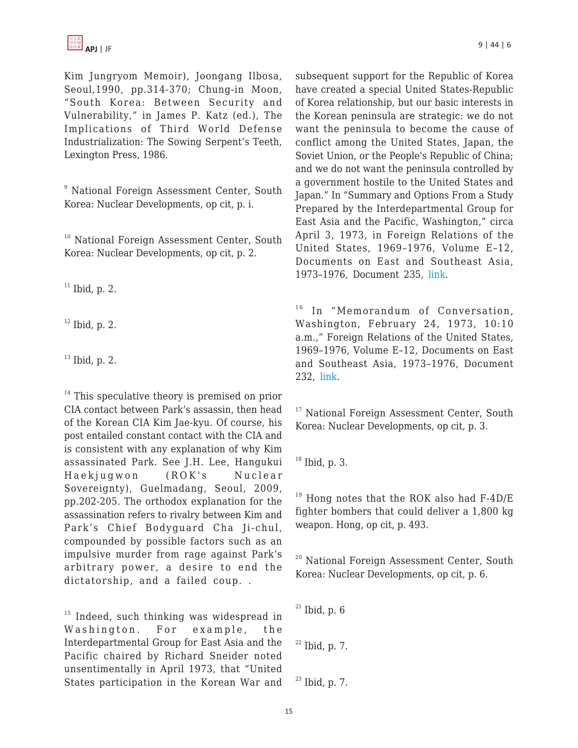Kim Jungryom Memoir), Joongang Ilbosa, Seoul,1990, pp.314-370; Chung-in Moon, "South Korea: Between Security and Vulnerability," in James P. Katz (ed.), The Implications of Third World Defense Industrialization: The Sowing Serpent's Teeth, Lexington Press, 1986.

[9] National Foreign Assessment Center, South Korea: Nuclear Developments, op cit, p. i.

[10] National Foreign Assessment Center, South Korea: Nuclear Developments, op cit, p. 2.

[11] Ibid, p. 2.

[12] Ibid, p. 2.

[13] Ibid, p. 2.

[14] This speculative theory is premised on prior CIA contact between Park's assassin, then head of the Korean CIA Kim Jae-kyu. Of course, his post entailed constant contact with the CIA and is consistent with any explanation of why Kim assassinated Park. See J.H. Lee, Hangukui Haekjugwon (ROK's Nuclear Sovereignty), Guelmadang, Seoul, 2009, pp.202-205. The orthodox explanation for the assassination refers to rivalry between Kim and Park's Chief Bodyguard Cha Ji-chul, compounded by possible factors such as an impulsive murder from rage against Park's arbitrary power, a desire to end the dictatorship, and a failed coup. .

[15] Indeed, such thinking was widespread in Washington. For example, the Interdepartmental Group for East Asia and the Pacific chaired by Richard Sneider noted unsentimentally in April 1973, that "United States participation in the Korean War and subsequent support for the Republic of Korea have created a special United States-Republic of Korea relationship, but our basic interests in the Korean peninsula are strategic: we do not want the peninsula to become the cause of conflict among the United States, Japan, the Soviet Union, or the People's Republic of China; and we do not want the peninsula controlled by a government hostile to the United States and Japan." In "Summary and Options From a Study Prepared by the Interdepartmental Group for East Asia and the Pacific, Washington," circa April 3, 1973, in Foreign Relations of the United States, 1969–1976, Volume E–12, Documents on East and Southeast Asia, 1973–1976, Document 235, link.

[16] In "Memorandum of Conversation, Washington, February 24, 1973, 10:10 a.m.," Foreign Relations of the United States, 1969–1976, Volume E–12, Documents on East and Southeast Asia, 1973–1976, Document 232, link.

[17] National Foreign Assessment Center, South Korea: Nuclear Developments, op cit, p. 3.

[18] Ibid, p. 3.

[19] Hong notes that the ROK also had F-4D/E fighter bombers that could deliver a 1,800 kg weapon. Hong, op cit, p. 493.

[20] National Foreign Assessment Center, South Korea: Nuclear Developments, op cit, p. 6.

[21] Ibid, p. 6

[22] Ibid, p. 7.

[23] Ibid, p. 7.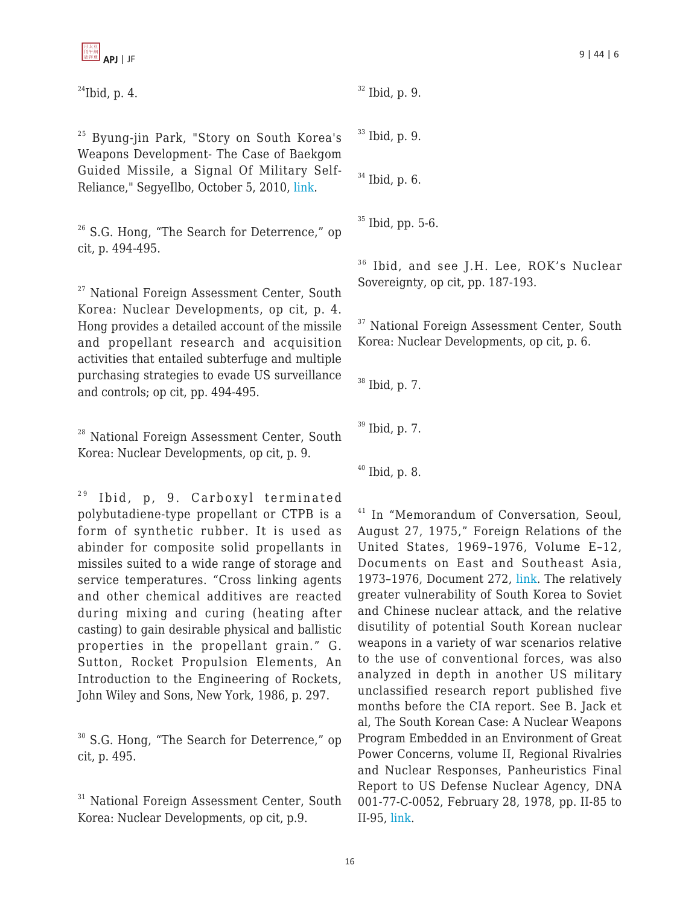[24] Ibid, p. 4.

[25] Byung-jin Park, "Story on South Korea's Weapons Development- The Case of Baekgom Guided Missile, a Signal Of Military Self-Reliance," SegyeIlbo, October 5, 2010, link.

[26] S.G. Hong, "The Search for Deterrence," op cit, p. 494-495.

[27] National Foreign Assessment Center, South Korea: Nuclear Developments, op cit, p. 4. Hong provides a detailed account of the missile and propellant research and acquisition activities that entailed subterfuge and multiple purchasing strategies to evade US surveillance and controls; op cit, pp. 494-495.

[28] National Foreign Assessment Center, South Korea: Nuclear Developments, op cit, p. 9.

[29] Ibid, p, 9. Carboxyl terminated polybutadiene-type propellant or CTPB is a form of synthetic rubber. It is used as abinder for composite solid propellants in missiles suited to a wide range of storage and service temperatures. "Cross linking agents and other chemical additives are reacted during mixing and curing (heating after casting) to gain desirable physical and ballistic properties in the propellant grain." G. Sutton, Rocket Propulsion Elements, An Introduction to the Engineering of Rockets, John Wiley and Sons, New York, 1986, p. 297.

[30] S.G. Hong, "The Search for Deterrence," op cit, p. 495.

[31] National Foreign Assessment Center, South Korea: Nuclear Developments, op cit, p.9.

[32] Ibid, p. 9.

[33] Ibid, p. 9.

[34] Ibid, p. 6.

[35] Ibid, pp. 5-6.

[36] Ibid, and see J.H. Lee, ROK's Nuclear Sovereignty, op cit, pp. 187-193.

[37] National Foreign Assessment Center, South Korea: Nuclear Developments, op cit, p. 6.

[38] Ibid, p. 7.

[39] Ibid, p. 7.

[40] Ibid, p. 8.

[41] In "Memorandum of Conversation, Seoul, August 27, 1975," Foreign Relations of the United States, 1969–1976, Volume E–12, Documents on East and Southeast Asia, 1973–1976, Document 272, link. The relatively greater vulnerability of South Korea to Soviet and Chinese nuclear attack, and the relative disutility of potential South Korean nuclear weapons in a variety of war scenarios relative to the use of conventional forces, was also analyzed in depth in another US military unclassified research report published five months before the CIA report. See B. Jack et al, The South Korean Case: A Nuclear Weapons Program Embedded in an Environment of Great Power Concerns, volume II, Regional Rivalries and Nuclear Responses, Panheuristics Final Report to US Defense Nuclear Agency, DNA 001-77-C-0052, February 28, 1978, pp. II-85 to II-95, link.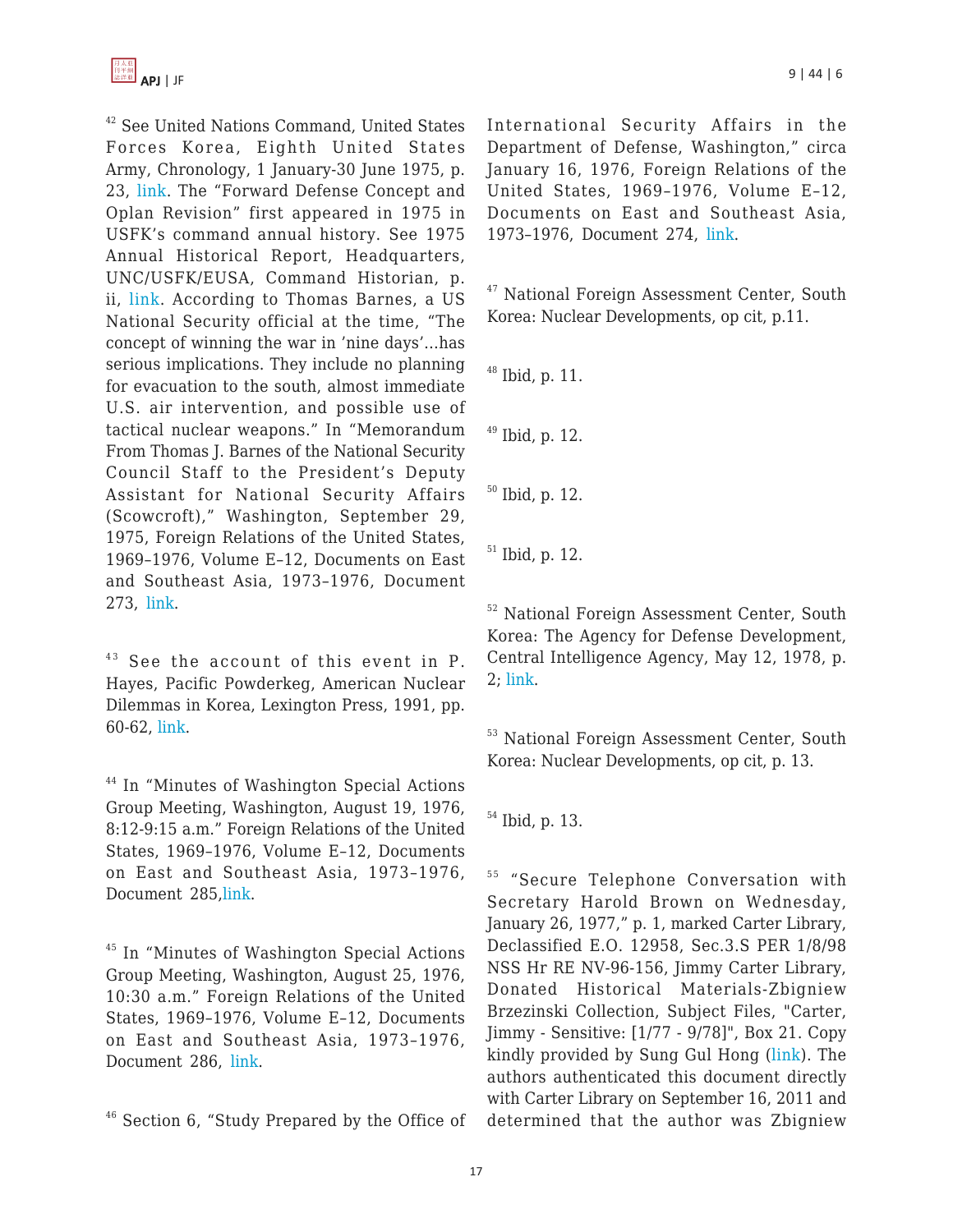[42] See United Nations Command, United States Forces Korea, Eighth United States Army, Chronology, 1 January-30 June 1975, p. 23, link. The "Forward Defense Concept and Oplan Revision" first appeared in 1975 in USFK's command annual history. See 1975 Annual Historical Report, Headquarters, UNC/USFK/EUSA, Command Historian, p. ii, link. According to Thomas Barnes, a US National Security official at the time, "The concept of winning the war in 'nine days'...has serious implications. They include no planning for evacuation to the south, almost immediate U.S. air intervention, and possible use of tactical nuclear weapons." In "Memorandum From Thomas J. Barnes of the National Security Council Staff to the President's Deputy Assistant for National Security Affairs (Scowcroft)," Washington, September 29, 1975, Foreign Relations of the United States, 1969–1976, Volume E–12, Documents on East and Southeast Asia, 1973–1976, Document 273, link.

[43] See the account of this event in P. Hayes, Pacific Powderkeg, American Nuclear Dilemmas in Korea, Lexington Press, 1991, pp. 60-62, link.

[44] In "Minutes of Washington Special Actions Group Meeting, Washington, August 19, 1976, 8:12-9:15 a.m." Foreign Relations of the United States, 1969–1976, Volume E–12, Documents on East and Southeast Asia, 1973–1976, Document 285, link.

[45] In "Minutes of Washington Special Actions Group Meeting, Washington, August 25, 1976, 10:30 a.m." Foreign Relations of the United States, 1969–1976, Volume E–12, Documents on East and Southeast Asia, 1973–1976, Document 286, link.

[46] Section 6, "Study Prepared by the Office of International Security Affairs in the Department of Defense, Washington," circa January 16, 1976, Foreign Relations of the United States, 1969–1976, Volume E–12, Documents on East and Southeast Asia, 1973–1976, Document 274, link.

[47] National Foreign Assessment Center, South Korea: Nuclear Developments, op cit, p.11.

[48] Ibid, p. 11.

[49] Ibid, p. 12.

[50] Ibid, p. 12.

[51] Ibid, p. 12.

[52] National Foreign Assessment Center, South Korea: The Agency for Defense Development, Central Intelligence Agency, May 12, 1978, p. 2; link.

[53] National Foreign Assessment Center, South Korea: Nuclear Developments, op cit, p. 13.

[54] Ibid, p. 13.

[55] "Secure Telephone Conversation with Secretary Harold Brown on Wednesday, January 26, 1977," p. 1, marked Carter Library, Declassified E.O. 12958, Sec.3.S PER 1/8/98 NSS Hr RE NV-96-156, Jimmy Carter Library, Donated Historical Materials-Zbigniew Brzezinski Collection, Subject Files, "Carter, Jimmy - Sensitive: [1/77 - 9/78]", Box 21. Copy kindly provided by Sung Gul Hong (link). The authors authenticated this document directly with Carter Library on September 16, 2011 and determined that the author was Zbigniew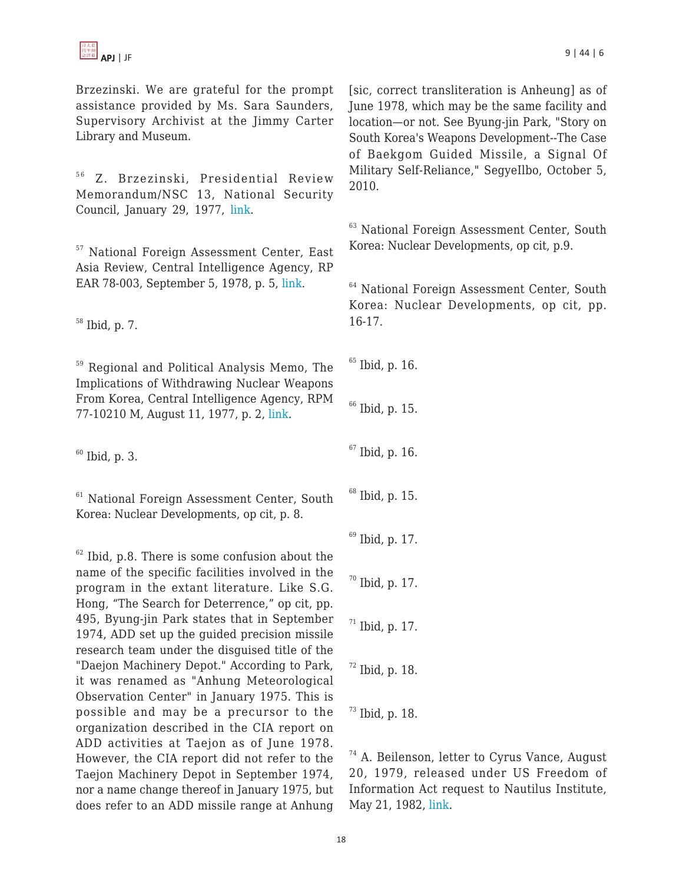Brzezinski. We are grateful for the prompt assistance provided by Ms. Sara Saunders, Supervisory Archivist at the Jimmy Carter Library and Museum.

[56] Z. Brzezinski, Presidential Review Memorandum/NSC 13, National Security Council, January 29, 1977, link.

[57] National Foreign Assessment Center, East Asia Review, Central Intelligence Agency, RP EAR 78-003, September 5, 1978, p. 5, link.

[58] Ibid, p. 7.

[59] Regional and Political Analysis Memo, The Implications of Withdrawing Nuclear Weapons From Korea, Central Intelligence Agency, RPM 77-10210 M, August 11, 1977, p. 2, link.

[60] Ibid, p. 3.

[61] National Foreign Assessment Center, South Korea: Nuclear Developments, op cit, p. 8.

[62] Ibid, p.8. There is some confusion about the name of the specific facilities involved in the program in the extant literature. Like S.G. Hong, "The Search for Deterrence," op cit, pp. 495, Byung-jin Park states that in September 1974, ADD set up the guided precision missile research team under the disguised title of the "Daejon Machinery Depot." According to Park, it was renamed as "Anhung Meteorological Observation Center" in January 1975. This is possible and may be a precursor to the organization described in the CIA report on ADD activities at Taejon as of June 1978. However, the CIA report did not refer to the Taejon Machinery Depot in September 1974, nor a name change thereof in January 1975, but does refer to an ADD missile range at Anhung [sic, correct transliteration is Anheung] as of June 1978, which may be the same facility and location—or not. See Byung-jin Park, "Story on South Korea's Weapons Development--The Case of Baekgom Guided Missile, a Signal Of Military Self-Reliance," SegyeIlbo, October 5, 2010.

[63] National Foreign Assessment Center, South Korea: Nuclear Developments, op cit, p.9.

[64] National Foreign Assessment Center, South Korea: Nuclear Developments, op cit, pp. 16-17.

[65] Ibid, p. 16.

[66] Ibid, p. 15.

[67] Ibid, p. 16.

[68] Ibid, p. 15.

[69] Ibid, p. 17.

[70] Ibid, p. 17.

[71] Ibid, p. 17.

[72] Ibid, p. 18.

[73] Ibid, p. 18.

[74] A. Beilenson, letter to Cyrus Vance, August 20, 1979, released under US Freedom of Information Act request to Nautilus Institute, May 21, 1982, link.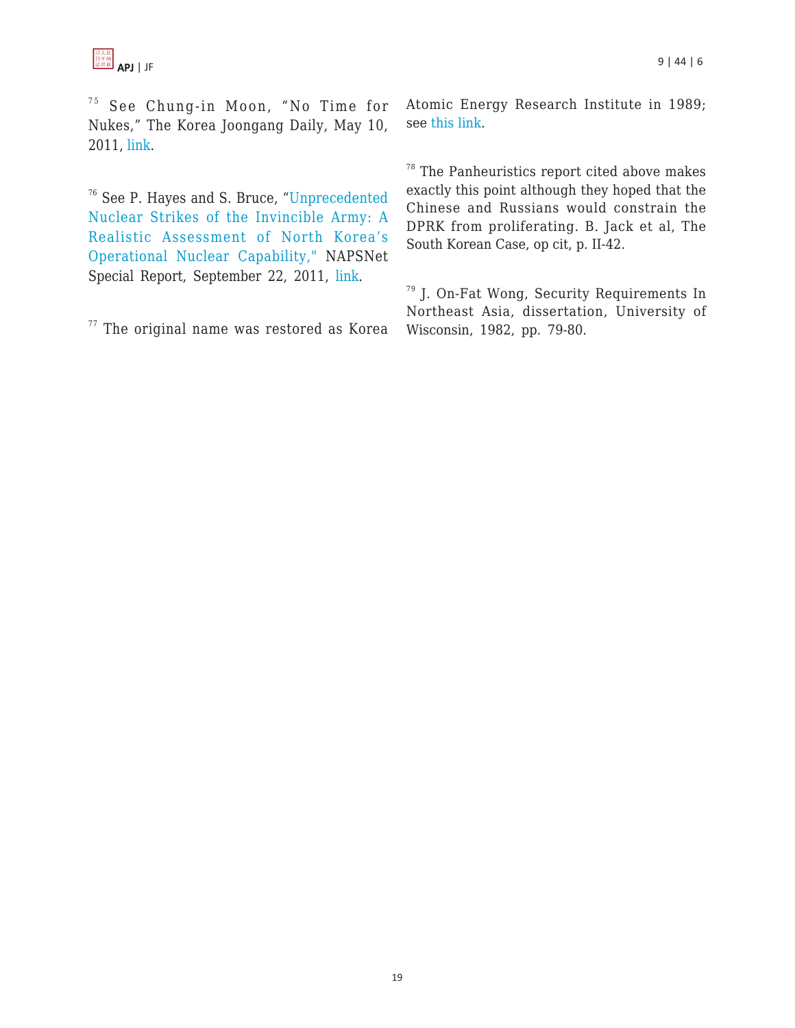[75] See Chung-in Moon, "No Time for Nukes," The Korea Joongang Daily, May 10, 2011, link.

[76] See P. Hayes and S. Bruce, "Unprecedented Nuclear Strikes of the Invincible Army: A Realistic Assessment of North Korea's Operational Nuclear Capability," NAPSNet Special Report, September 22, 2011, link.

[77] The original name was restored as Korea Atomic Energy Research Institute in 1989; see this link.

[78] The Panheuristics report cited above makes exactly this point although they hoped that the Chinese and Russians would constrain the DPRK from proliferating. B. Jack et al, The South Korean Case, op cit, p. II-42.

[79] J. On-Fat Wong, Security Requirements In Northeast Asia, dissertation, University of Wisconsin, 1982, pp. 79-80.